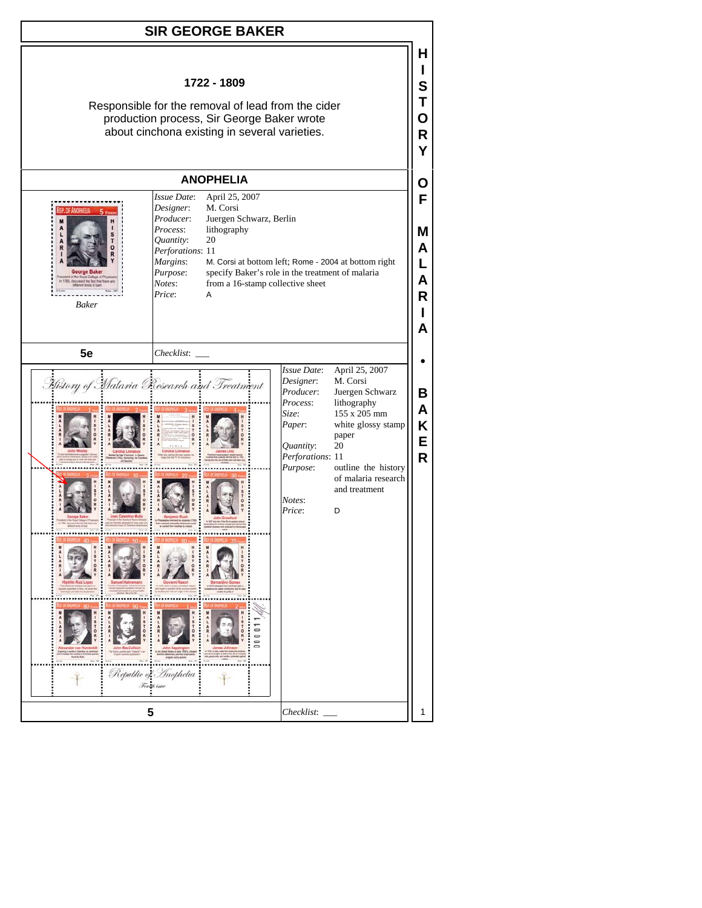# SIR GEORGE BAKER

### 1722 - 1809

Responsible for the removal of lead from the cider production process, Sir George Baker wrote about cinchona existing in several varieties.

## ANOPHELIA

*Baker*

| | |
|---|---|
| *Issue Date*: | April 25, 2007 |
| *Designer*: | M. Corsi |
| *Producer*: | Juergen Schwarz, Berlin |
| *Process*: | lithography |
| *Quantity*: | 20 |
| *Perforations*: | 11 |
| *Margins*: | M. Corsi at bottom left; Rome - 2004 at bottom right |
| *Purpose*: | specify Baker's role in the treatment of malaria |
| *Notes*: | from a 16-stamp collective sheet |
| *Price*: | A |

**5e** — *Checklist*: ___

| | |
|---|---|
| *Issue Date*: | April 25, 2007 |
| *Designer*: | M. Corsi |
| *Producer*: | Juergen Schwarz |
| *Process*: | lithography |
| *Size*: | 155 x 205 mm |
| *Paper*: | white glossy stamp paper |
| *Quantity*: | 20 |
| *Perforations*: | 11 |
| *Purpose*: | outline the history of malaria research and treatment |
| *Notes*: | |
| *Price*: | D |

**5** — *Checklist*: ___

HISTORY OF MALARIA • BAKER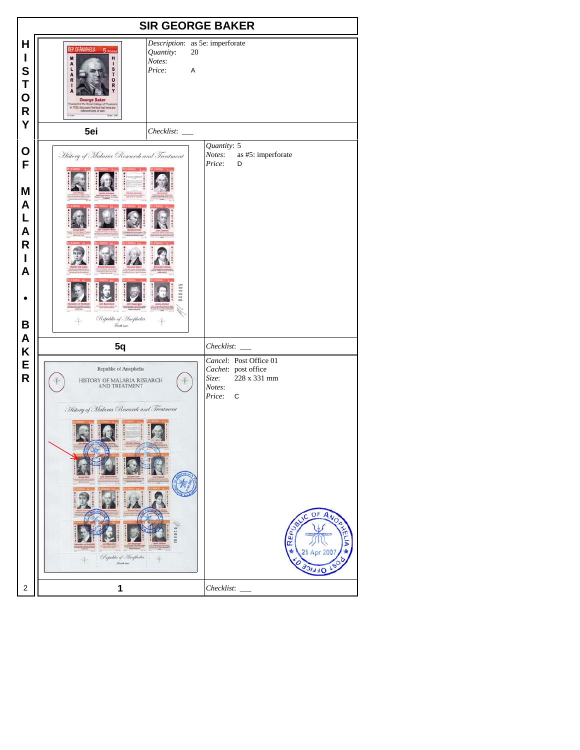# SIR GEORGE BAKER

HISTORY OF MALARIA • BAKER

| | |
|---|---|
| | *Description*: as 5e: imperforate<br>*Quantity*: 20<br>*Notes*:<br>*Price*: A |
| **5ei** | *Checklist*: ___ |
| | *Quantity*: 5<br>*Notes*: as #5: imperforate<br>*Price*: D |
| **5q** | *Checklist*: ___ |
| | *Cancel*: Post Office 01<br>*Cachet*: post office<br>*Size*: 228 x 331 mm<br>*Notes*:<br>*Price*: C |
| **1** | *Checklist*: ___ |